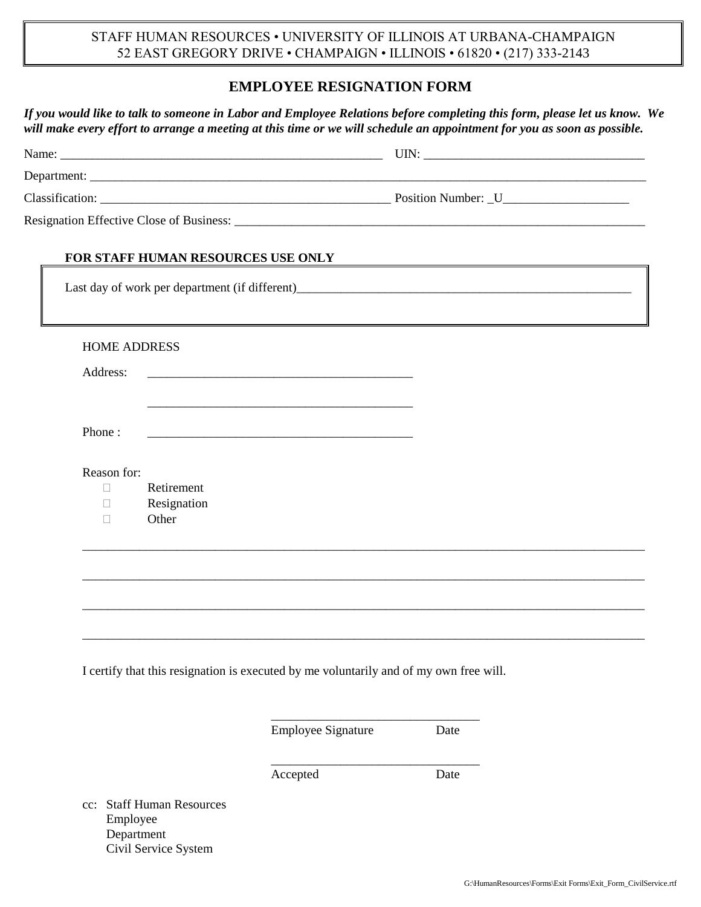STAFF HUMAN RESOURCES • UNIVERSITY OF ILLINOIS AT URBANA-CHAMPAIGN
52 EAST GREGORY DRIVE • CHAMPAIGN • ILLINOIS • 61820 • (217) 333-2143

# EMPLOYEE RESIGNATION FORM

***If you would like to talk to someone in Labor and Employee Relations before completing this form, please let us know. We will make every effort to arrange a meeting at this time or we will schedule an appointment for you as soon as possible.***

Name: ____________________________________________________ UIN: ___________________________________

Department: _____________________________________________________________________________________________

Classification: _______________________________________________ Position Number: _U____________________

Resignation Effective Close of Business: __________________________________________________________________

**FOR STAFF HUMAN RESOURCES USE ONLY**

Last day of work per department (if different)_______________________________________________________

HOME ADDRESS

Address: ___________________________________________

___________________________________________

Phone : ___________________________________________

Reason for:

- ☐ Retirement
- ☐ Resignation
- ☐ Other

_____________________________________________________________________________________________

_____________________________________________________________________________________________

_____________________________________________________________________________________________

_____________________________________________________________________________________________

I certify that this resignation is executed by me voluntarily and of my own free will.

_________________________________
Employee Signature Date

_________________________________
Accepted Date

cc: Staff Human Resources
Employee
Department
Civil Service System

G:\HumanResources\Forms\Exit Forms\Exit_Form_CivilService.rtf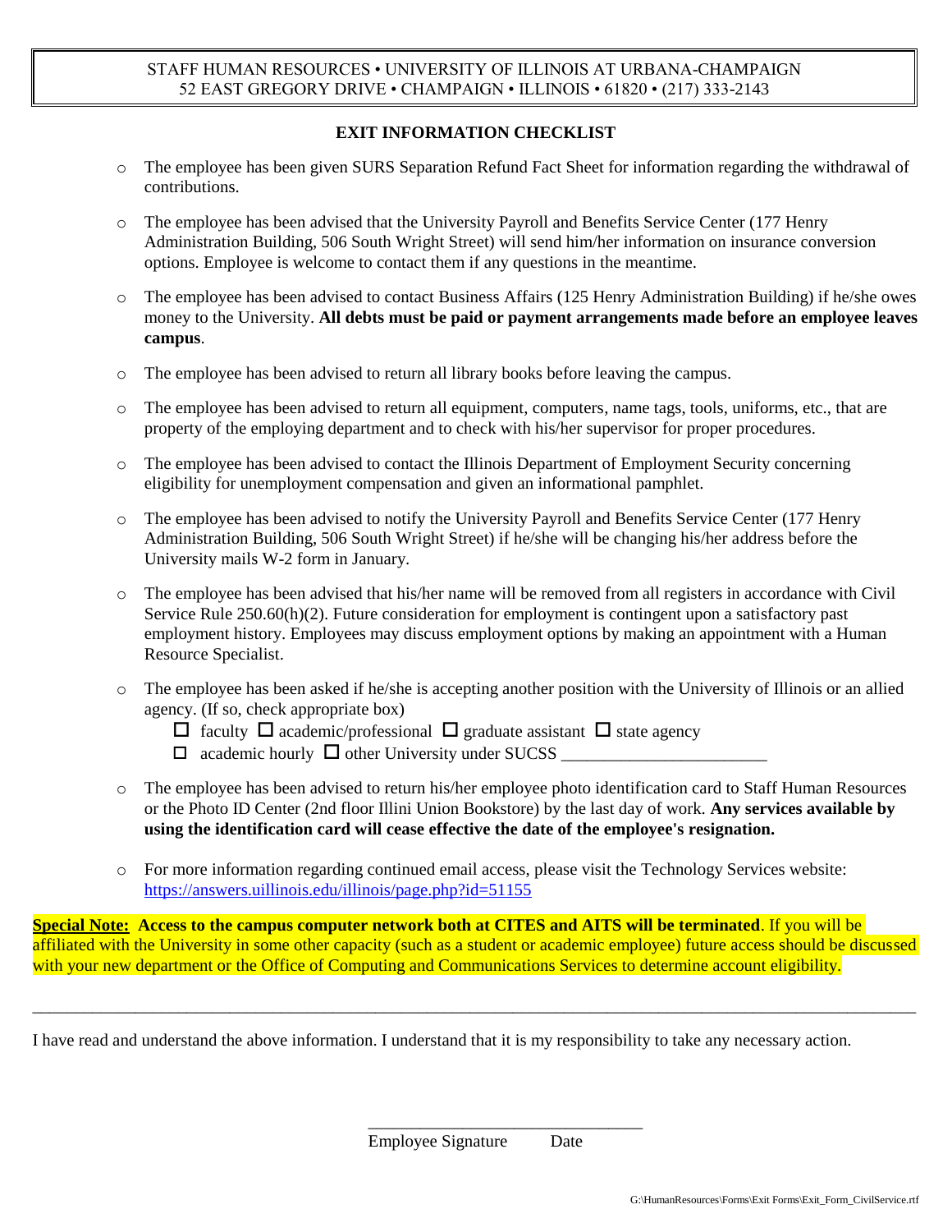STAFF HUMAN RESOURCES • UNIVERSITY OF ILLINOIS AT URBANA-CHAMPAIGN
52 EAST GREGORY DRIVE • CHAMPAIGN • ILLINOIS • 61820 • (217) 333-2143

## EXIT INFORMATION CHECKLIST

- The employee has been given SURS Separation Refund Fact Sheet for information regarding the withdrawal of contributions.
- The employee has been advised that the University Payroll and Benefits Service Center (177 Henry Administration Building, 506 South Wright Street) will send him/her information on insurance conversion options. Employee is welcome to contact them if any questions in the meantime.
- The employee has been advised to contact Business Affairs (125 Henry Administration Building) if he/she owes money to the University. **All debts must be paid or payment arrangements made before an employee leaves campus**.
- The employee has been advised to return all library books before leaving the campus.
- The employee has been advised to return all equipment, computers, name tags, tools, uniforms, etc., that are property of the employing department and to check with his/her supervisor for proper procedures.
- The employee has been advised to contact the Illinois Department of Employment Security concerning eligibility for unemployment compensation and given an informational pamphlet.
- The employee has been advised to notify the University Payroll and Benefits Service Center (177 Henry Administration Building, 506 South Wright Street) if he/she will be changing his/her address before the University mails W-2 form in January.
- The employee has been advised that his/her name will be removed from all registers in accordance with Civil Service Rule 250.60(h)(2). Future consideration for employment is contingent upon a satisfactory past employment history. Employees may discuss employment options by making an appointment with a Human Resource Specialist.
- The employee has been asked if he/she is accepting another position with the University of Illinois or an allied agency. (If so, check appropriate box)
  - ☐ faculty ☐ academic/professional ☐ graduate assistant ☐ state agency
  - ☐ academic hourly ☐ other University under SUCSS ________________________
- The employee has been advised to return his/her employee photo identification card to Staff Human Resources or the Photo ID Center (2nd floor Illini Union Bookstore) by the last day of work. **Any services available by using the identification card will cease effective the date of the employee's resignation.**
- For more information regarding continued email access, please visit the Technology Services website: https://answers.uillinois.edu/illinois/page.php?id=51155

**Special Note: Access to the campus computer network both at CITES and AITS will be terminated**. If you will be affiliated with the University in some other capacity (such as a student or academic employee) future access should be discussed with your new department or the Office of Computing and Communications Services to determine account eligibility.

---

I have read and understand the above information. I understand that it is my responsibility to take any necessary action.

_________________________________
Employee Signature Date

G:\HumanResources\Forms\Exit Forms\Exit_Form_CivilService.rtf